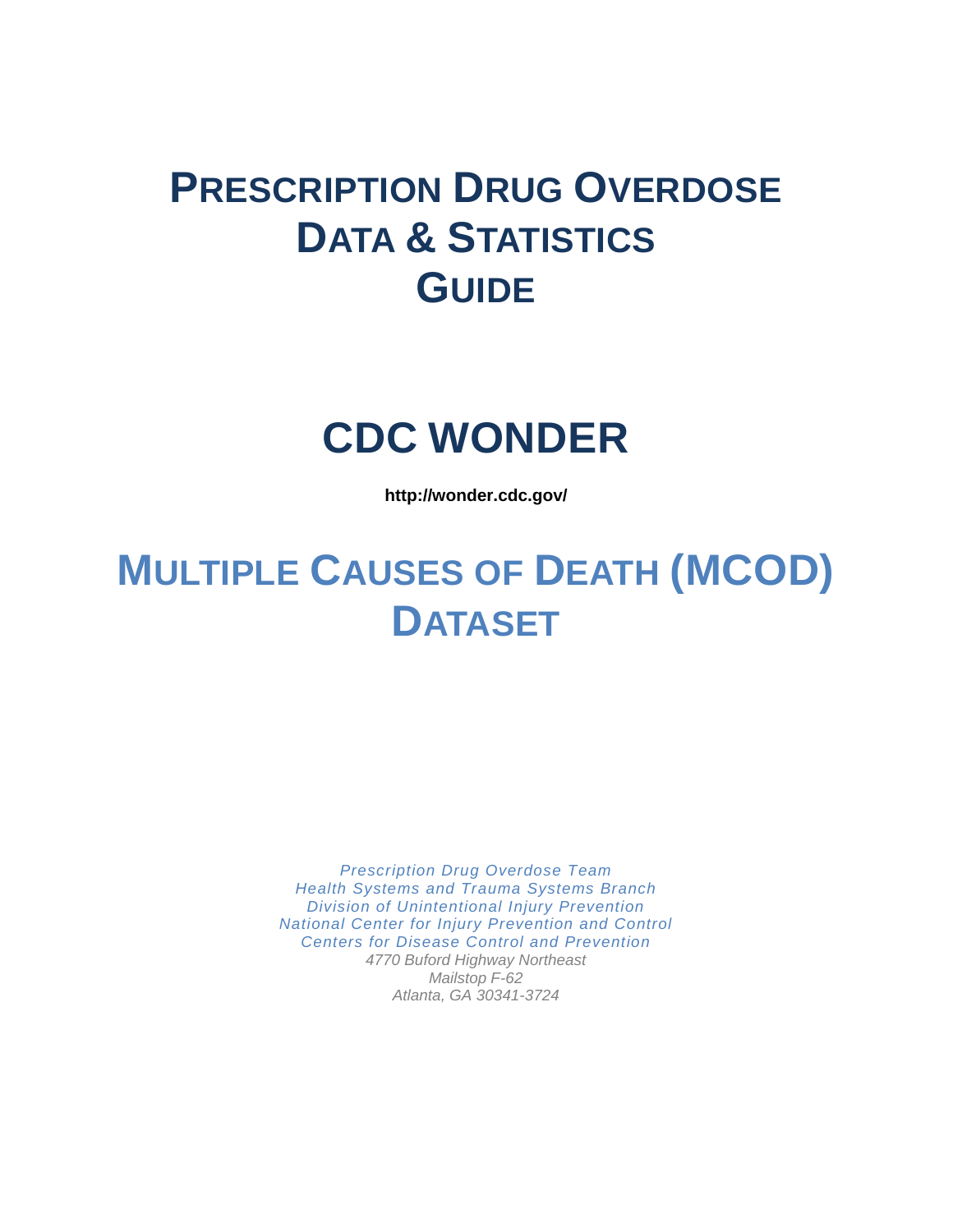# PRESCRIPTION DRUG OVERDOSE DATA & STATISTICS GUIDE

# CDC WONDER

**http://wonder.cdc.gov/**

# MULTIPLE CAUSES OF DEATH (MCOD) DATASET

*Prescription Drug Overdose Team*
*Health Systems and Trauma Systems Branch*
*Division of Unintentional Injury Prevention*
*National Center for Injury Prevention and Control*
*Centers for Disease Control and Prevention*
*4770 Buford Highway Northeast*
*Mailstop F-62*
*Atlanta, GA 30341-3724*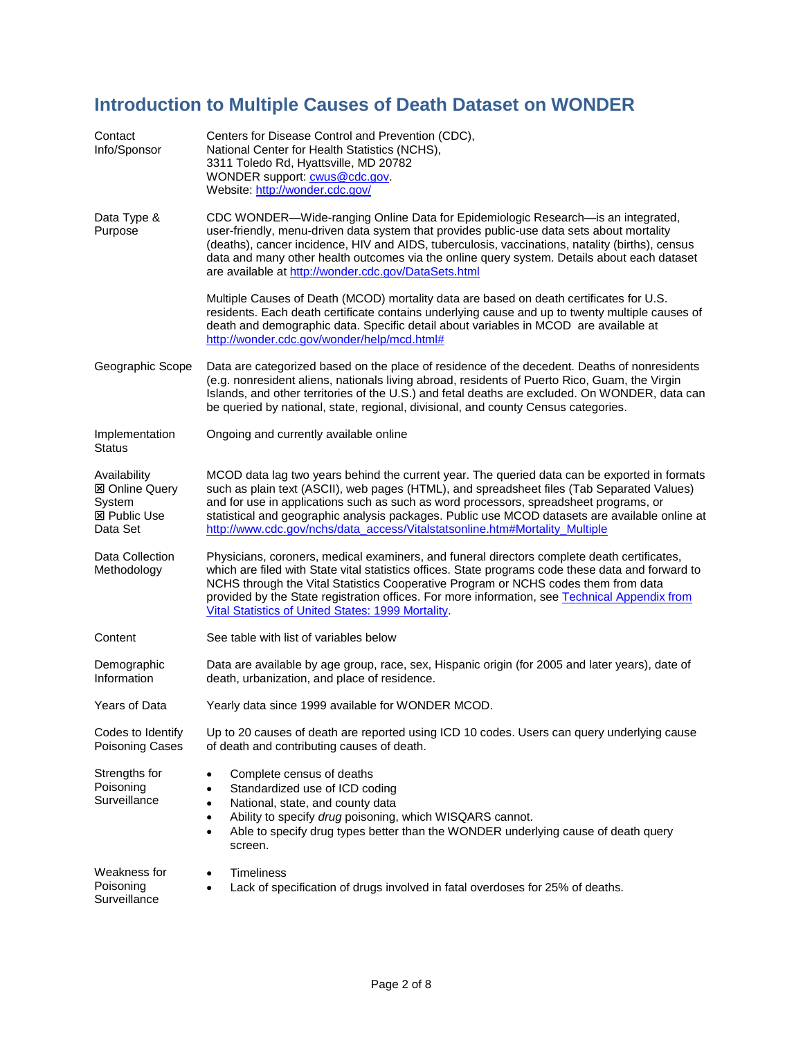# Introduction to Multiple Causes of Death Dataset on WONDER

| | |
|---|---|
| Contact Info/Sponsor | Centers for Disease Control and Prevention (CDC), National Center for Health Statistics (NCHS), 3311 Toledo Rd, Hyattsville, MD 20782<br>WONDER support: cwus@cdc.gov.<br>Website: http://wonder.cdc.gov/ |
| Data Type & Purpose | CDC WONDER—Wide-ranging Online Data for Epidemiologic Research—is an integrated, user-friendly, menu-driven data system that provides public-use data sets about mortality (deaths), cancer incidence, HIV and AIDS, tuberculosis, vaccinations, natality (births), census data and many other health outcomes via the online query system. Details about each dataset are available at http://wonder.cdc.gov/DataSets.html<br><br>Multiple Causes of Death (MCOD) mortality data are based on death certificates for U.S. residents. Each death certificate contains underlying cause and up to twenty multiple causes of death and demographic data. Specific detail about variables in MCOD are available at http://wonder.cdc.gov/wonder/help/mcd.html# |
| Geographic Scope | Data are categorized based on the place of residence of the decedent. Deaths of nonresidents (e.g. nonresident aliens, nationals living abroad, residents of Puerto Rico, Guam, the Virgin Islands, and other territories of the U.S.) and fetal deaths are excluded. On WONDER, data can be queried by national, state, regional, divisional, and county Census categories. |
| Implementation Status | Ongoing and currently available online |
| Availability<br>☒ Online Query System<br>☒ Public Use Data Set | MCOD data lag two years behind the current year. The queried data can be exported in formats such as plain text (ASCII), web pages (HTML), and spreadsheet files (Tab Separated Values) and for use in applications such as such as word processors, spreadsheet programs, or statistical and geographic analysis packages. Public use MCOD datasets are available online at http://www.cdc.gov/nchs/data_access/Vitalstatsonline.htm#Mortality_Multiple |
| Data Collection Methodology | Physicians, coroners, medical examiners, and funeral directors complete death certificates, which are filed with State vital statistics offices. State programs code these data and forward to NCHS through the Vital Statistics Cooperative Program or NCHS codes them from data provided by the State registration offices. For more information, see Technical Appendix from Vital Statistics of United States: 1999 Mortality. |
| Content | See table with list of variables below |
| Demographic Information | Data are available by age group, race, sex, Hispanic origin (for 2005 and later years), date of death, urbanization, and place of residence. |
| Years of Data | Yearly data since 1999 available for WONDER MCOD. |
| Codes to Identify Poisoning Cases | Up to 20 causes of death are reported using ICD 10 codes. Users can query underlying cause of death and contributing causes of death. |
| Strengths for Poisoning Surveillance | • Complete census of deaths<br>• Standardized use of ICD coding<br>• National, state, and county data<br>• Ability to specify *drug* poisoning, which WISQARS cannot.<br>• Able to specify drug types better than the WONDER underlying cause of death query screen. |
| Weakness for Poisoning Surveillance | • Timeliness<br>• Lack of specification of drugs involved in fatal overdoses for 25% of deaths. |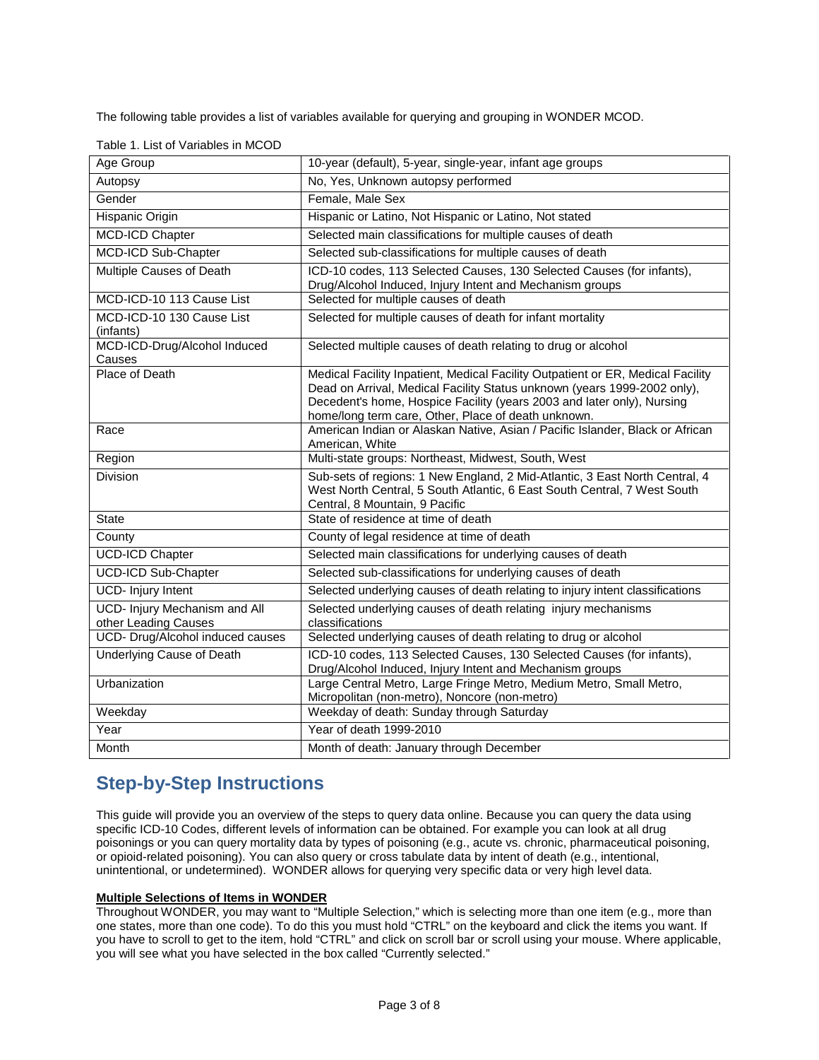The following table provides a list of variables available for querying and grouping in WONDER MCOD.

Table 1. List of Variables in MCOD

| Variable | Description |
|---|---|
| Age Group | 10-year (default), 5-year, single-year, infant age groups |
| Autopsy | No, Yes, Unknown autopsy performed |
| Gender | Female, Male Sex |
| Hispanic Origin | Hispanic or Latino, Not Hispanic or Latino, Not stated |
| MCD-ICD Chapter | Selected main classifications for multiple causes of death |
| MCD-ICD Sub-Chapter | Selected sub-classifications for multiple causes of death |
| Multiple Causes of Death | ICD-10 codes, 113 Selected Causes, 130 Selected Causes (for infants), Drug/Alcohol Induced, Injury Intent and Mechanism groups |
| MCD-ICD-10 113 Cause List | Selected for multiple causes of death |
| MCD-ICD-10 130 Cause List (infants) | Selected for multiple causes of death for infant mortality |
| MCD-ICD-Drug/Alcohol Induced Causes | Selected multiple causes of death relating to drug or alcohol |
| Place of Death | Medical Facility Inpatient, Medical Facility Outpatient or ER, Medical Facility Dead on Arrival, Medical Facility Status unknown (years 1999-2002 only), Decedent's home, Hospice Facility (years 2003 and later only), Nursing home/long term care, Other, Place of death unknown. |
| Race | American Indian or Alaskan Native, Asian / Pacific Islander, Black or African American, White |
| Region | Multi-state groups: Northeast, Midwest, South, West |
| Division | Sub-sets of regions: 1 New England, 2 Mid-Atlantic, 3 East North Central, 4 West North Central, 5 South Atlantic, 6 East South Central, 7 West South Central, 8 Mountain, 9 Pacific |
| State | State of residence at time of death |
| County | County of legal residence at time of death |
| UCD-ICD Chapter | Selected main classifications for underlying causes of death |
| UCD-ICD Sub-Chapter | Selected sub-classifications for underlying causes of death |
| UCD- Injury Intent | Selected underlying causes of death relating to injury intent classifications |
| UCD- Injury Mechanism and All other Leading Causes | Selected underlying causes of death relating injury mechanisms classifications |
| UCD- Drug/Alcohol induced causes | Selected underlying causes of death relating to drug or alcohol |
| Underlying Cause of Death | ICD-10 codes, 113 Selected Causes, 130 Selected Causes (for infants), Drug/Alcohol Induced, Injury Intent and Mechanism groups |
| Urbanization | Large Central Metro, Large Fringe Metro, Medium Metro, Small Metro, Micropolitan (non-metro), Noncore (non-metro) |
| Weekday | Weekday of death: Sunday through Saturday |
| Year | Year of death 1999-2010 |
| Month | Month of death: January through December |

## Step-by-Step Instructions

This guide will provide you an overview of the steps to query data online. Because you can query the data using specific ICD-10 Codes, different levels of information can be obtained. For example you can look at all drug poisonings or you can query mortality data by types of poisoning (e.g., acute vs. chronic, pharmaceutical poisoning, or opioid-related poisoning). You can also query or cross tabulate data by intent of death (e.g., intentional, unintentional, or undetermined). WONDER allows for querying very specific data or very high level data.

**Multiple Selections of Items in WONDER**

Throughout WONDER, you may want to "Multiple Selection," which is selecting more than one item (e.g., more than one states, more than one code). To do this you must hold "CTRL" on the keyboard and click the items you want. If you have to scroll to get to the item, hold "CTRL" and click on scroll bar or scroll using your mouse. Where applicable, you will see what you have selected in the box called "Currently selected."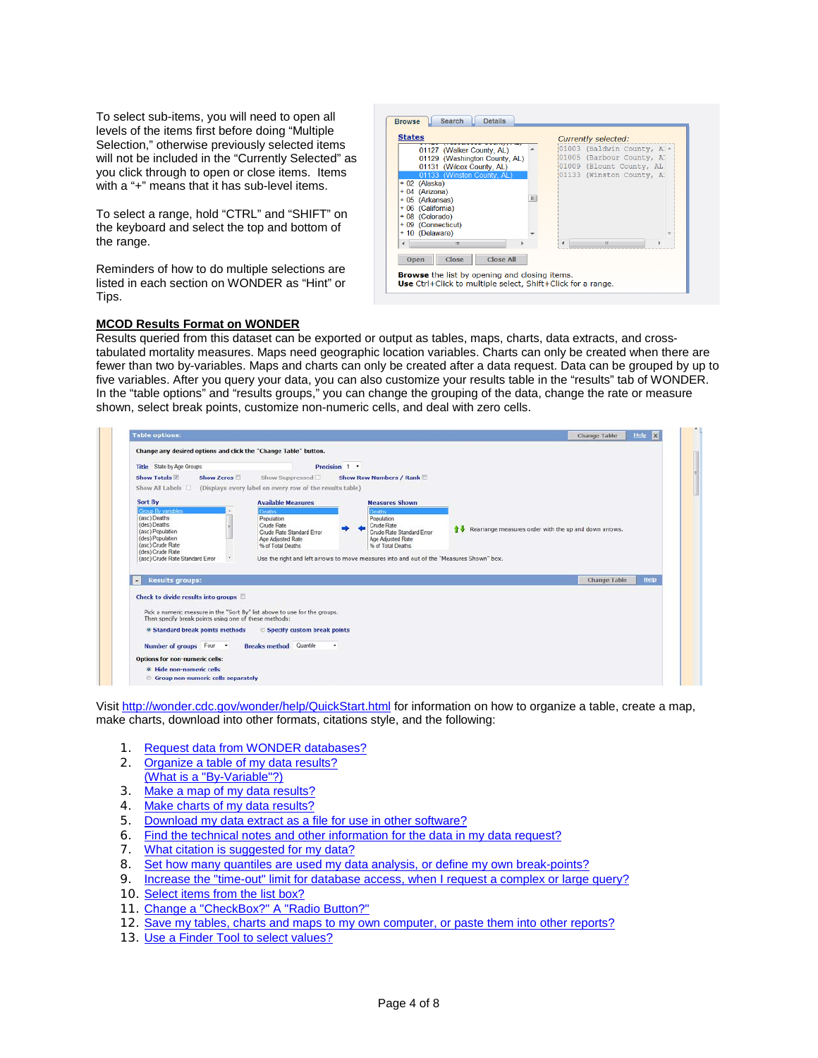To select sub-items, you will need to open all levels of the items first before doing "Multiple Selection," otherwise previously selected items will not be included in the "Currently Selected" as you click through to open or close items. Items with a "+" means that it has sub-level items.

To select a range, hold "CTRL" and "SHIFT" on the keyboard and select the top and bottom of the range.

Reminders of how to do multiple selections are listed in each section on WONDER as "Hint" or Tips.

**MCOD Results Format on WONDER**

Results queried from this dataset can be exported or output as tables, maps, charts, data extracts, and cross-tabulated mortality measures. Maps need geographic location variables. Charts can only be created when there are fewer than two by-variables. Maps and charts can only be created after a data request. Data can be grouped by up to five variables. After you query your data, you can also customize your results table in the "results" tab of WONDER. In the "table options" and "results groups," you can change the grouping of the data, change the rate or measure shown, select break points, customize non-numeric cells, and deal with zero cells.

Visit http://wonder.cdc.gov/wonder/help/QuickStart.html for information on how to organize a table, create a map, make charts, download into other formats, citations style, and the following:

1. Request data from WONDER databases?
2. Organize a table of my data results?
   (What is a "By-Variable"?)
3. Make a map of my data results?
4. Make charts of my data results?
5. Download my data extract as a file for use in other software?
6. Find the technical notes and other information for the data in my data request?
7. What citation is suggested for my data?
8. Set how many quantiles are used my data analysis, or define my own break-points?
9. Increase the "time-out" limit for database access, when I request a complex or large query?
10. Select items from the list box?
11. Change a "CheckBox?" A "Radio Button?"
12. Save my tables, charts and maps to my own computer, or paste them into other reports?
13. Use a Finder Tool to select values?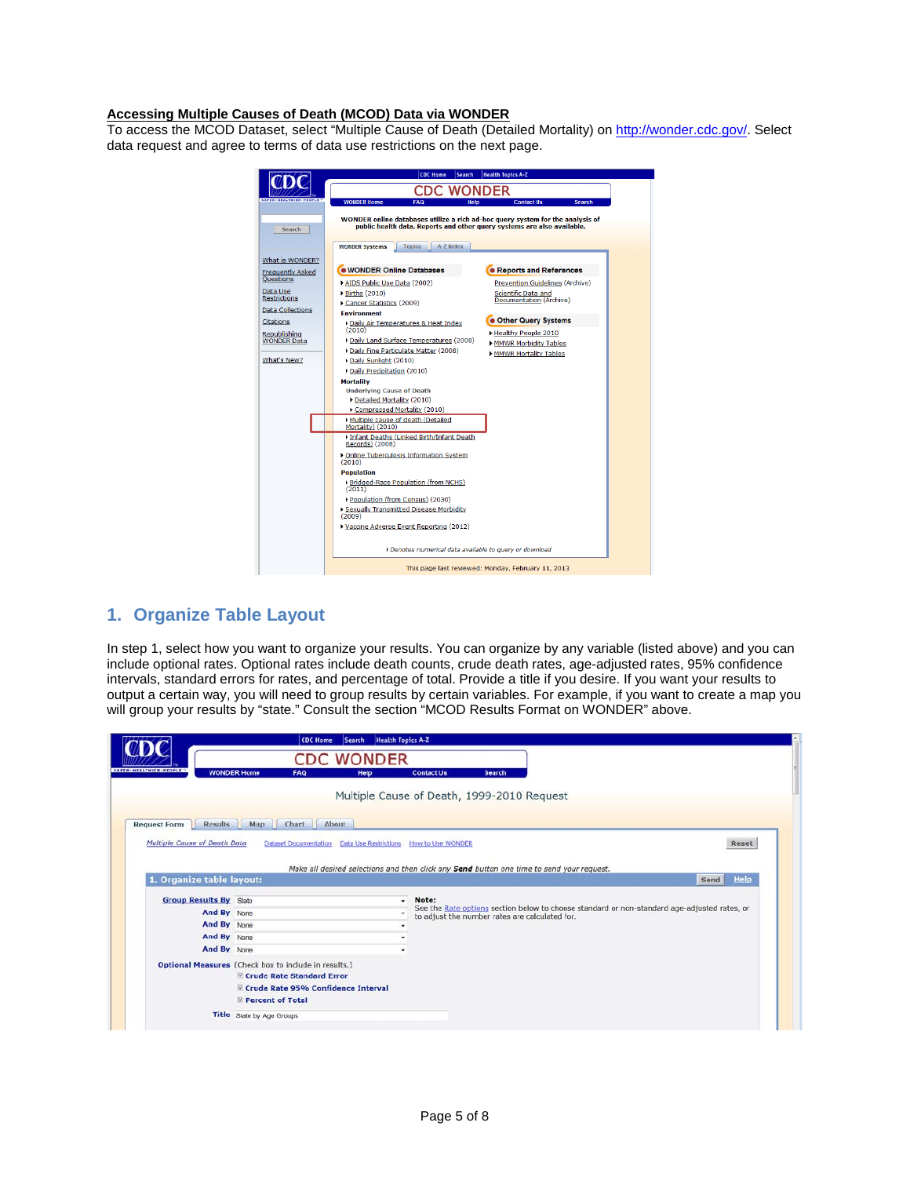**Accessing Multiple Causes of Death (MCOD) Data via WONDER**

To access the MCOD Dataset, select "Multiple Cause of Death (Detailed Mortality) on http://wonder.cdc.gov/. Select data request and agree to terms of data use restrictions on the next page.

## 1. Organize Table Layout

In step 1, select how you want to organize your results. You can organize by any variable (listed above) and you can include optional rates. Optional rates include death counts, crude death rates, age-adjusted rates, 95% confidence intervals, standard errors for rates, and percentage of total. Provide a title if you desire. If you want your results to output a certain way, you will need to group results by certain variables. For example, if you want to create a map you will group your results by "state." Consult the section "MCOD Results Format on WONDER" above.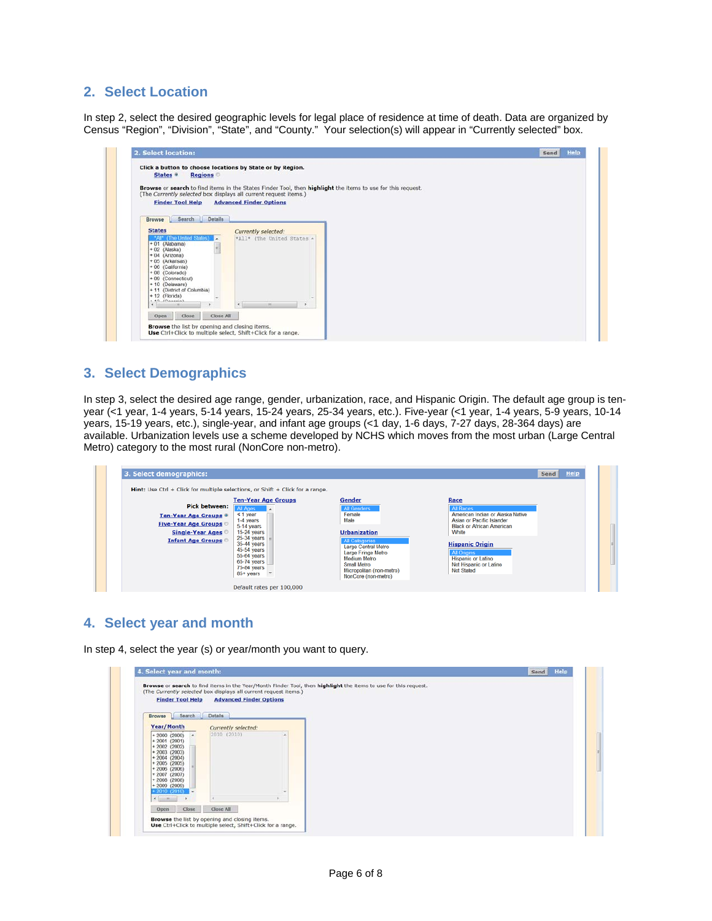## 2. Select Location

In step 2, select the desired geographic levels for legal place of residence at time of death. Data are organized by Census "Region", "Division", "State", and "County." Your selection(s) will appear in "Currently selected" box.

## 3. Select Demographics

In step 3, select the desired age range, gender, urbanization, race, and Hispanic Origin. The default age group is ten-year (<1 year, 1-4 years, 5-14 years, 15-24 years, 25-34 years, etc.). Five-year (<1 year, 1-4 years, 5-9 years, 10-14 years, 15-19 years, etc.), single-year, and infant age groups (<1 day, 1-6 days, 7-27 days, 28-364 days) are available. Urbanization levels use a scheme developed by NCHS which moves from the most urban (Large Central Metro) category to the most rural (NonCore non-metro).

## 4. Select year and month

In step 4, select the year (s) or year/month you want to query.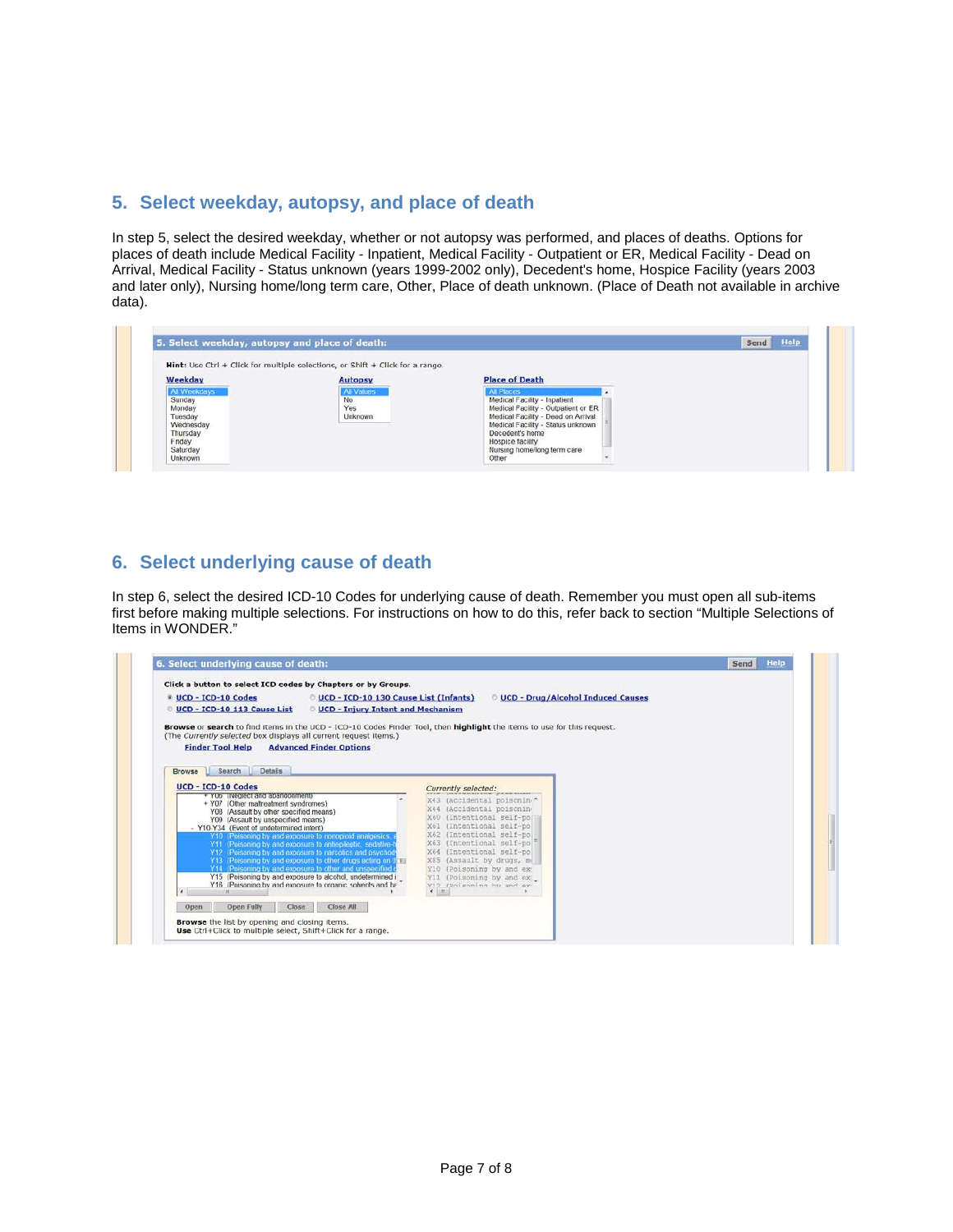## 5. Select weekday, autopsy, and place of death

In step 5, select the desired weekday, whether or not autopsy was performed, and places of deaths. Options for places of death include Medical Facility - Inpatient, Medical Facility - Outpatient or ER, Medical Facility - Dead on Arrival, Medical Facility - Status unknown (years 1999-2002 only), Decedent's home, Hospice Facility (years 2003 and later only), Nursing home/long term care, Other, Place of death unknown. (Place of Death not available in archive data).

## 6. Select underlying cause of death

In step 6, select the desired ICD-10 Codes for underlying cause of death. Remember you must open all sub-items first before making multiple selections. For instructions on how to do this, refer back to section "Multiple Selections of Items in WONDER."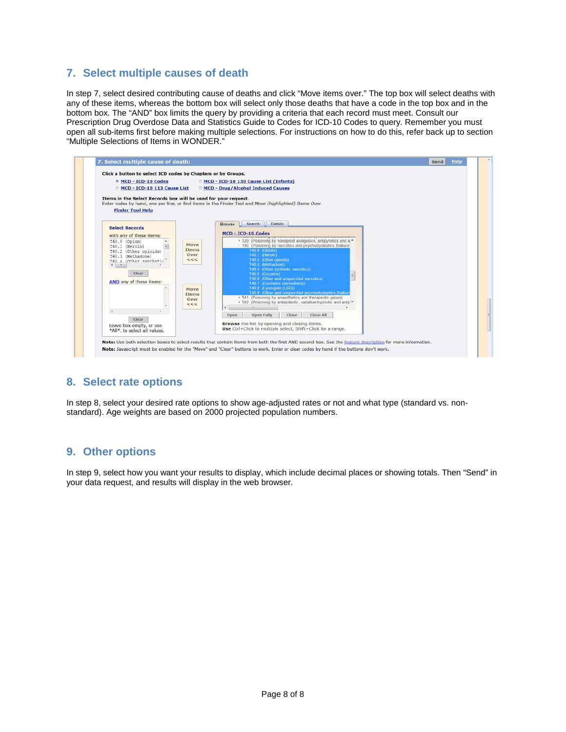## 7. Select multiple causes of death

In step 7, select desired contributing cause of deaths and click "Move items over." The top box will select deaths with any of these items, whereas the bottom box will select only those deaths that have a code in the top box and in the bottom box. The "AND" box limits the query by providing a criteria that each record must meet. Consult our Prescription Drug Overdose Data and Statistics Guide to Codes for ICD-10 Codes to query. Remember you must open all sub-items first before making multiple selections. For instructions on how to do this, refer back up to section "Multiple Selections of Items in WONDER."

## 8. Select rate options

In step 8, select your desired rate options to show age-adjusted rates or not and what type (standard vs. non-standard). Age weights are based on 2000 projected population numbers.

## 9. Other options

In step 9, select how you want your results to display, which include decimal places or showing totals. Then "Send" in your data request, and results will display in the web browser.